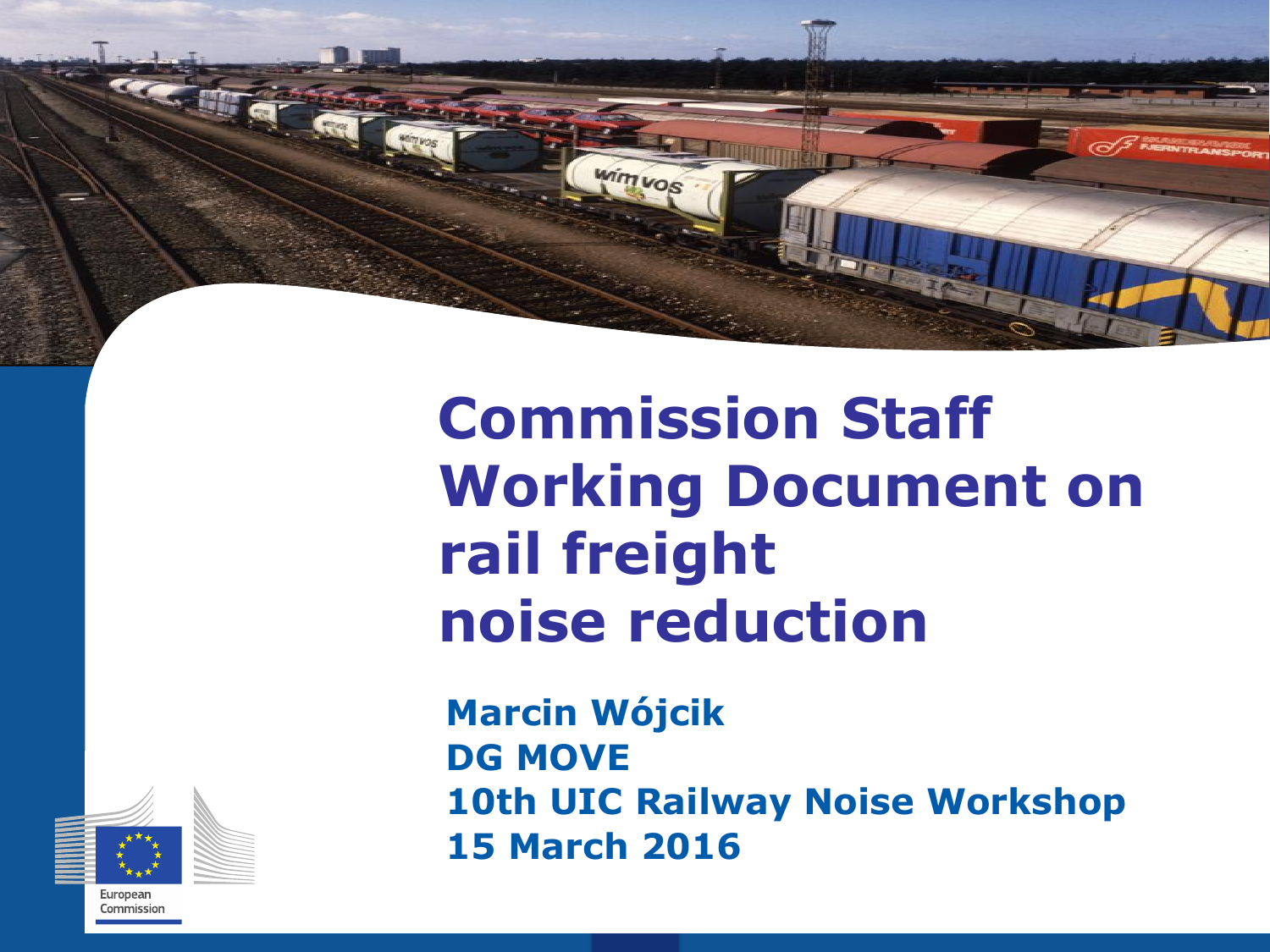# Commission Staff Working Document on rail freight noise reduction

**Marcin Wójcik**
**DG MOVE**
**10th UIC Railway Noise Workshop**
**15 March 2016**

European Commission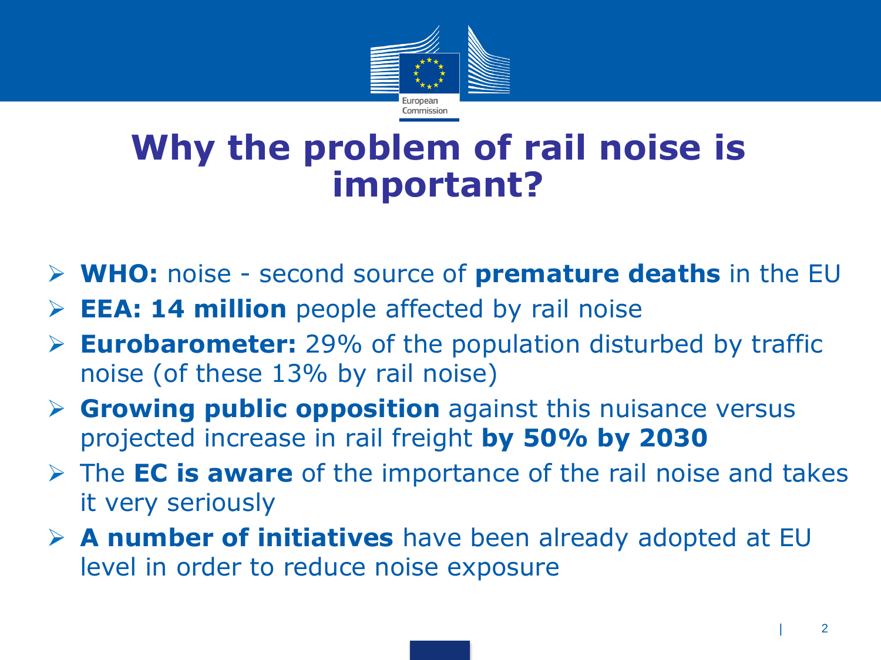# Why the problem of rail noise is important?

- **WHO:** noise - second source of **premature deaths** in the EU
- **EEA: 14 million** people affected by rail noise
- **Eurobarometer:** 29% of the population disturbed by traffic noise (of these 13% by rail noise)
- **Growing public opposition** against this nuisance versus projected increase in rail freight **by 50% by 2030**
- The **EC is aware** of the importance of the rail noise and takes it very seriously
- **A number of initiatives** have been already adopted at EU level in order to reduce noise exposure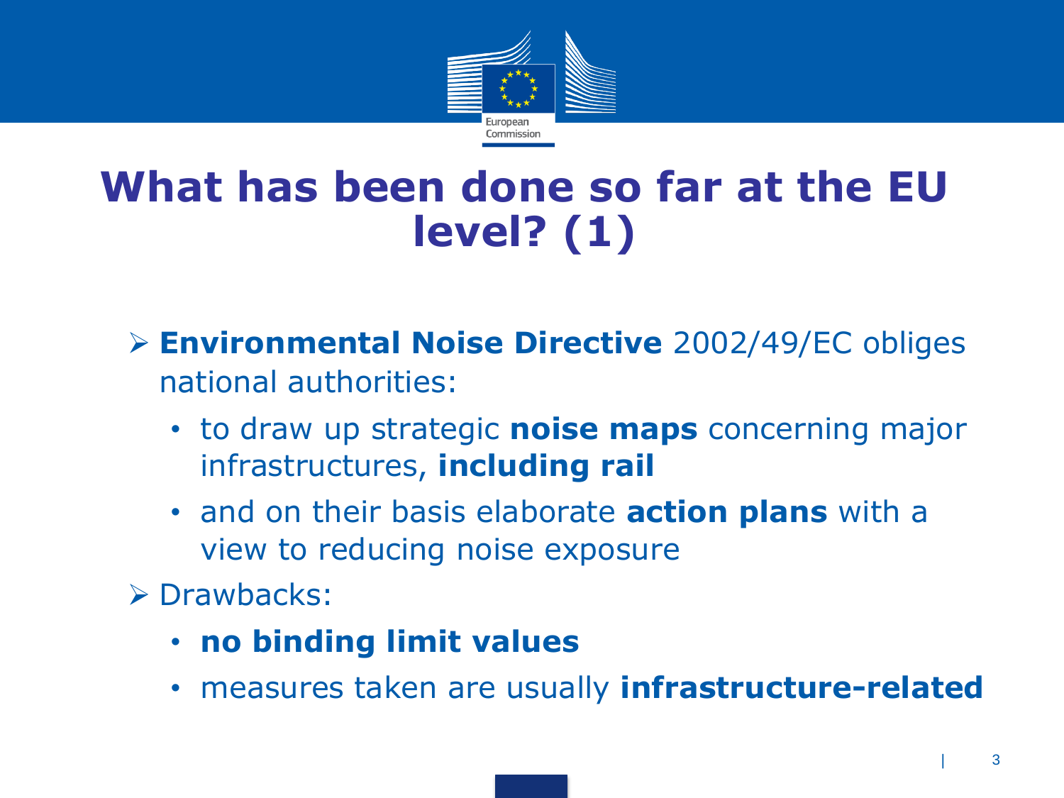# What has been done so far at the EU level? (1)

- **Environmental Noise Directive** 2002/49/EC obliges national authorities:
  - to draw up strategic **noise maps** concerning major infrastructures, **including rail**
  - and on their basis elaborate **action plans** with a view to reducing noise exposure
- Drawbacks:
  - **no binding limit values**
  - measures taken are usually **infrastructure-related**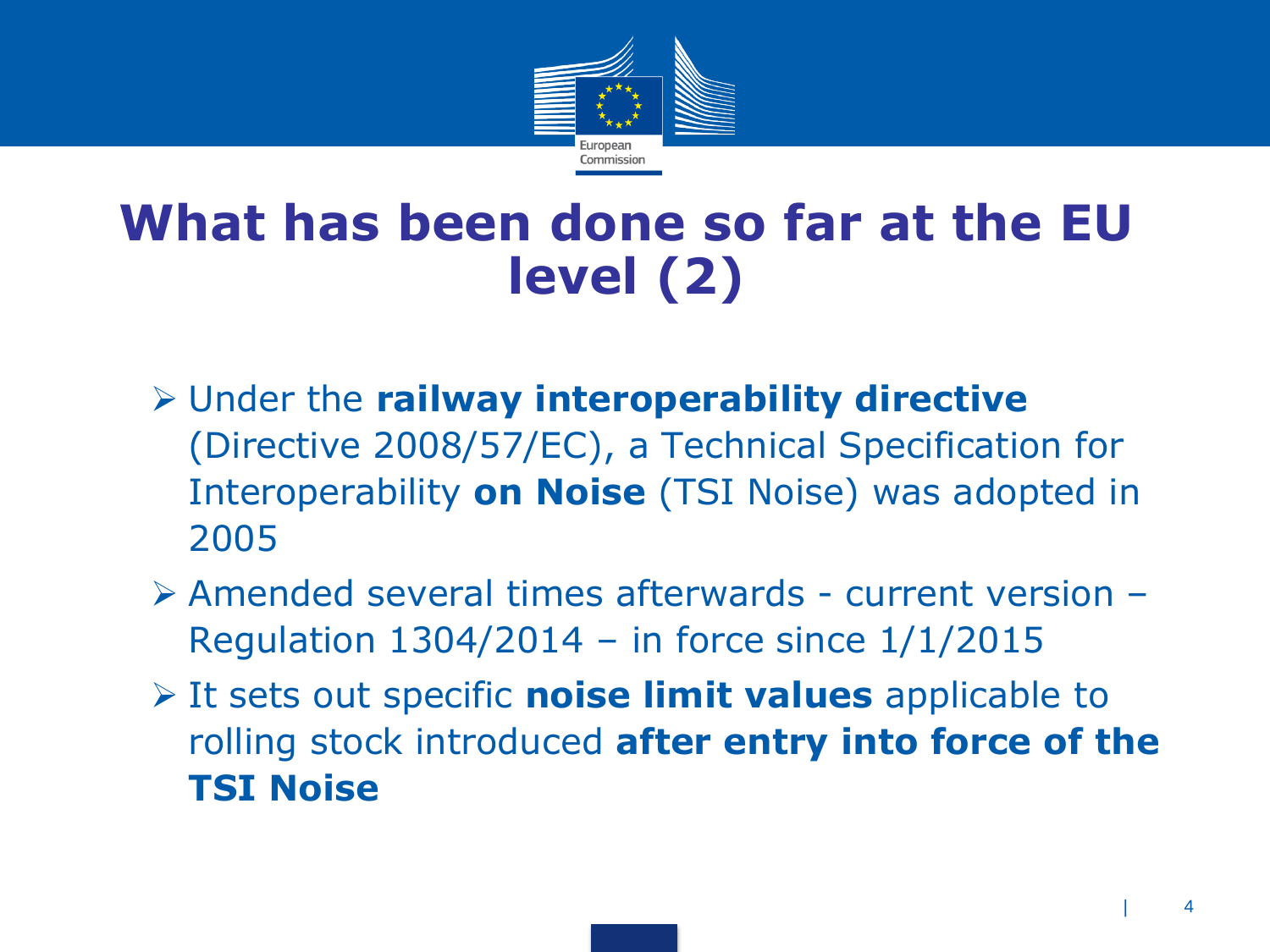# What has been done so far at the EU level (2)

- Under the **railway interoperability directive** (Directive 2008/57/EC), a Technical Specification for Interoperability **on Noise** (TSI Noise) was adopted in 2005
- Amended several times afterwards - current version – Regulation 1304/2014 – in force since 1/1/2015
- It sets out specific **noise limit values** applicable to rolling stock introduced **after entry into force of the TSI Noise**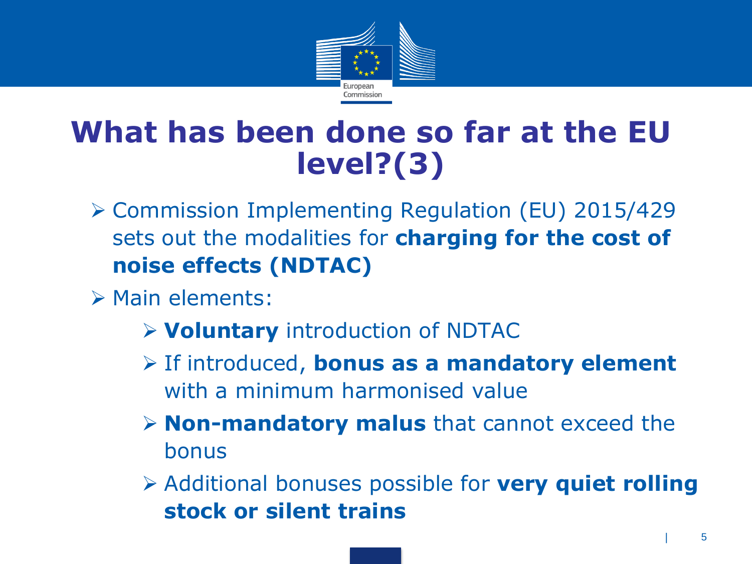# What has been done so far at the EU level?(3)

- Commission Implementing Regulation (EU) 2015/429 sets out the modalities for **charging for the cost of noise effects (NDTAC)**
- Main elements:
  - **Voluntary** introduction of NDTAC
  - If introduced, **bonus as a mandatory element** with a minimum harmonised value
  - **Non-mandatory malus** that cannot exceed the bonus
  - Additional bonuses possible for **very quiet rolling stock or silent trains**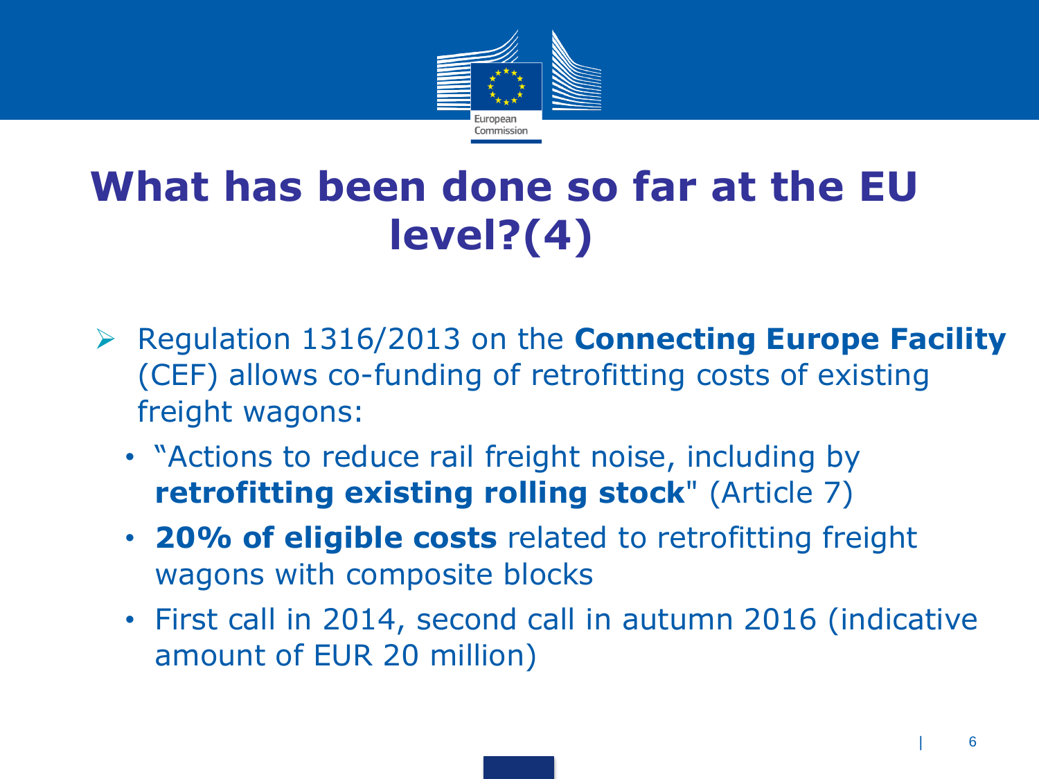# What has been done so far at the EU level?(4)

- Regulation 1316/2013 on the **Connecting Europe Facility** (CEF) allows co-funding of retrofitting costs of existing freight wagons:
  - "Actions to reduce rail freight noise, including by **retrofitting existing rolling stock**" (Article 7)
  - **20% of eligible costs** related to retrofitting freight wagons with composite blocks
  - First call in 2014, second call in autumn 2016 (indicative amount of EUR 20 million)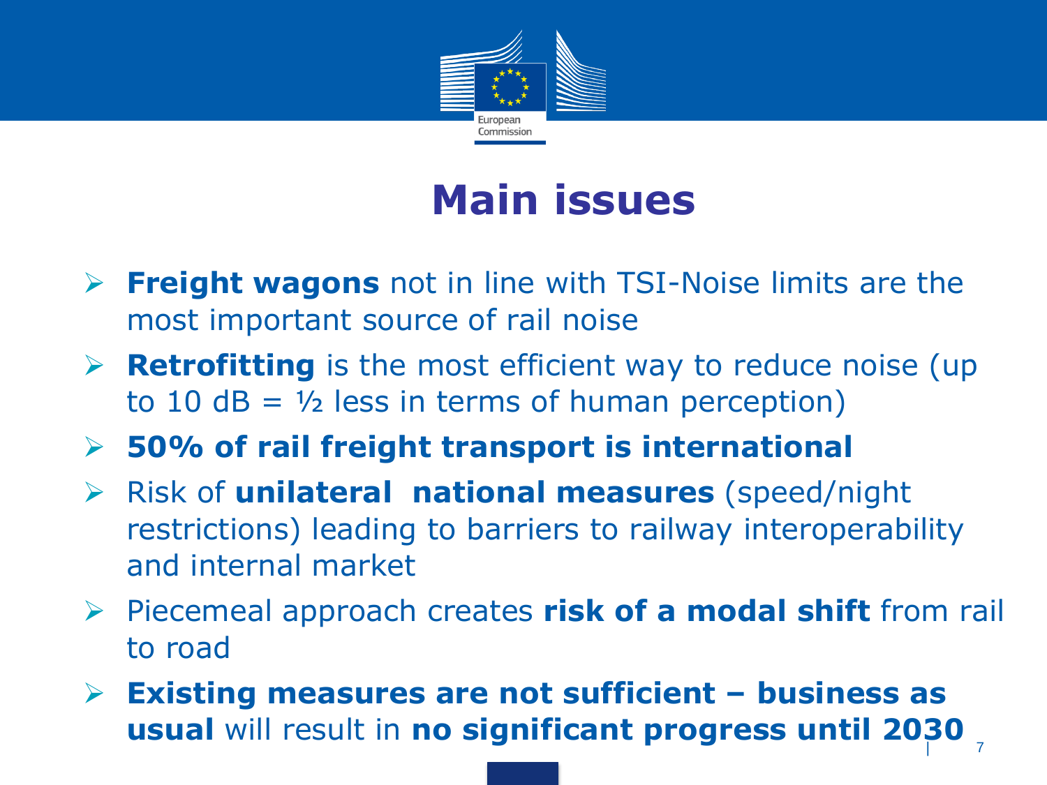# Main issues

- **Freight wagons** not in line with TSI-Noise limits are the most important source of rail noise
- **Retrofitting** is the most efficient way to reduce noise (up to 10 dB = ½ less in terms of human perception)
- **50% of rail freight transport is international**
- Risk of **unilateral national measures** (speed/night restrictions) leading to barriers to railway interoperability and internal market
- Piecemeal approach creates **risk of a modal shift** from rail to road
- **Existing measures are not sufficient – business as usual** will result in **no significant progress until 2030**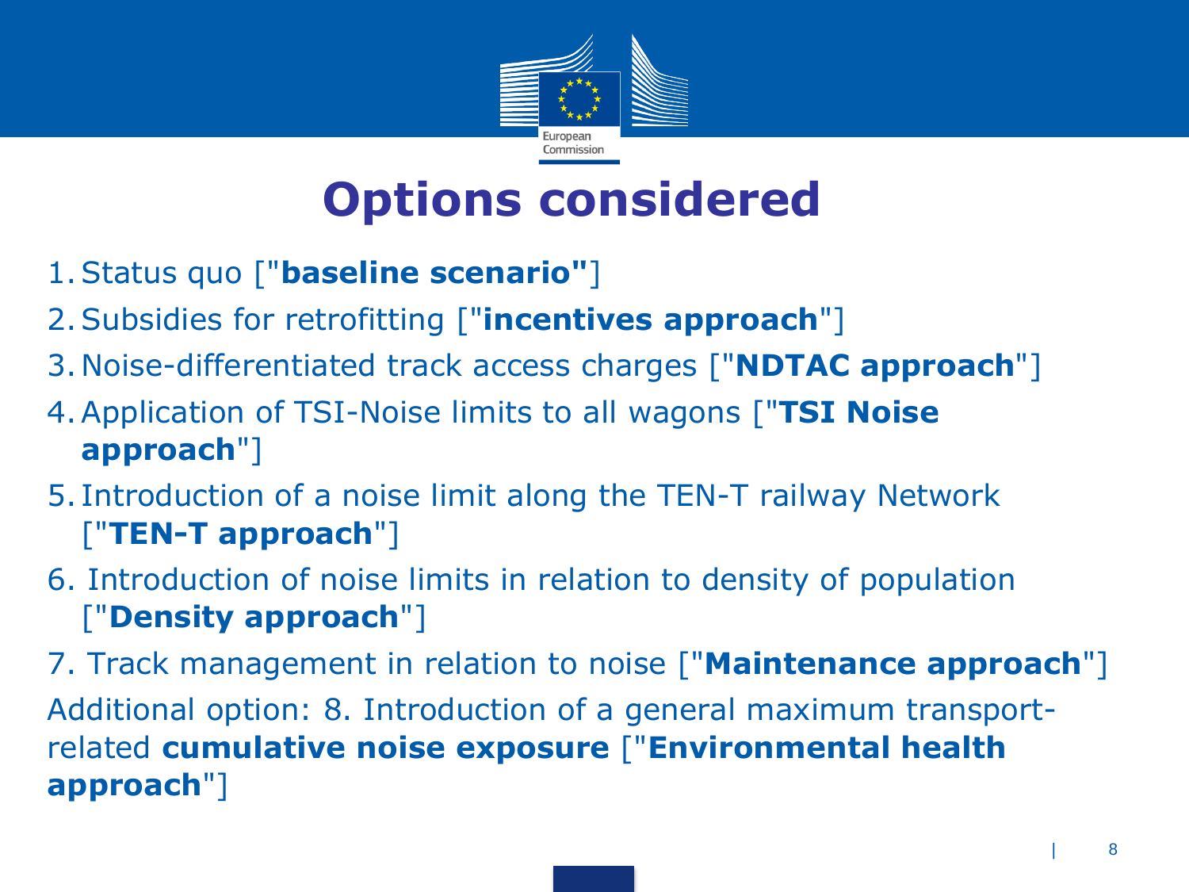# Options considered

1. Status quo ["**baseline scenario"**]
2. Subsidies for retrofitting ["**incentives approach**"]
3. Noise-differentiated track access charges ["**NDTAC approach**"]
4. Application of TSI-Noise limits to all wagons ["**TSI Noise approach**"]
5. Introduction of a noise limit along the TEN-T railway Network ["**TEN-T approach**"]
6. Introduction of noise limits in relation to density of population ["**Density approach**"]
7. Track management in relation to noise ["**Maintenance approach**"]

Additional option: 8. Introduction of a general maximum transport-related **cumulative noise exposure** ["**Environmental health approach**"]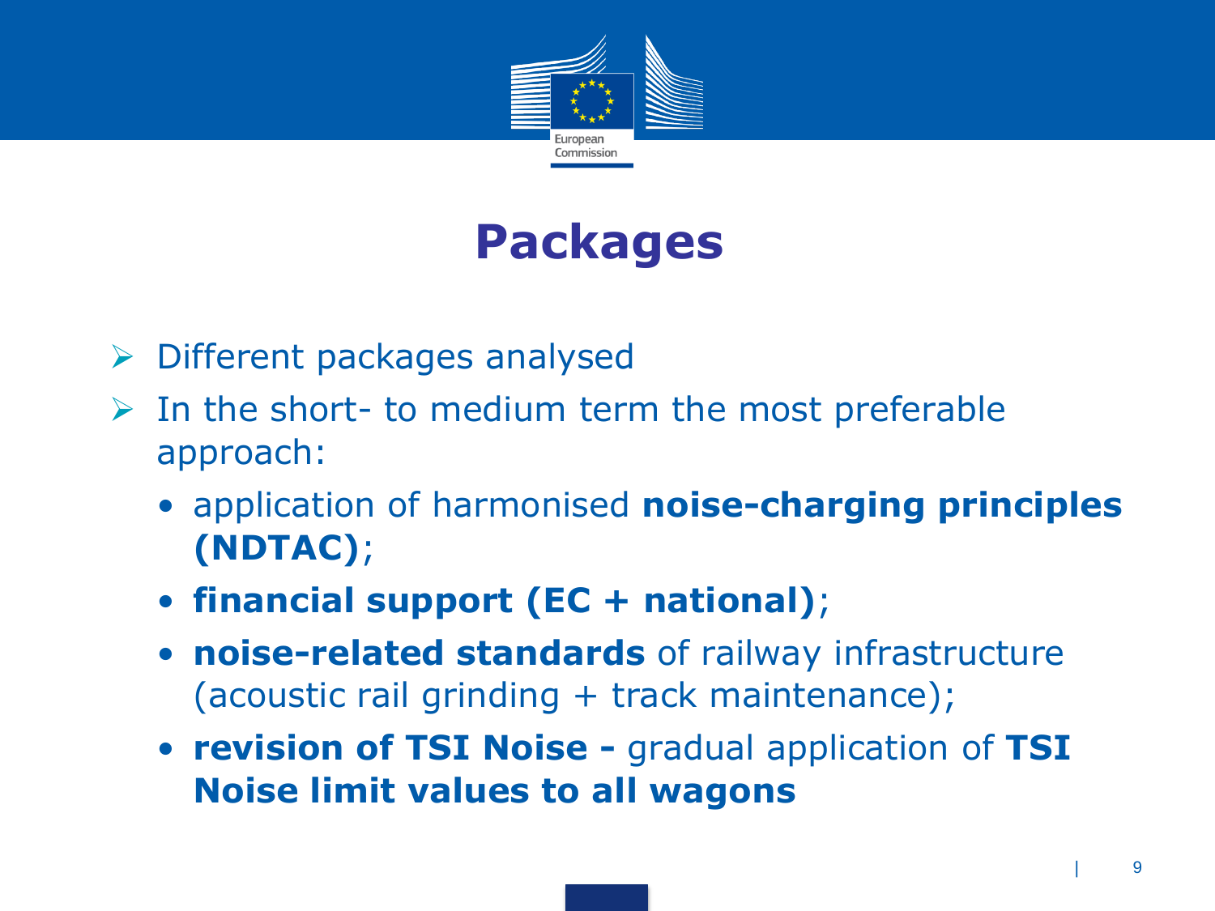# Packages

- Different packages analysed
- In the short- to medium term the most preferable approach:
  - application of harmonised **noise-charging principles (NDTAC)**;
  - **financial support (EC + national)**;
  - **noise-related standards** of railway infrastructure (acoustic rail grinding + track maintenance);
  - **revision of TSI Noise -** gradual application of **TSI Noise limit values to all wagons**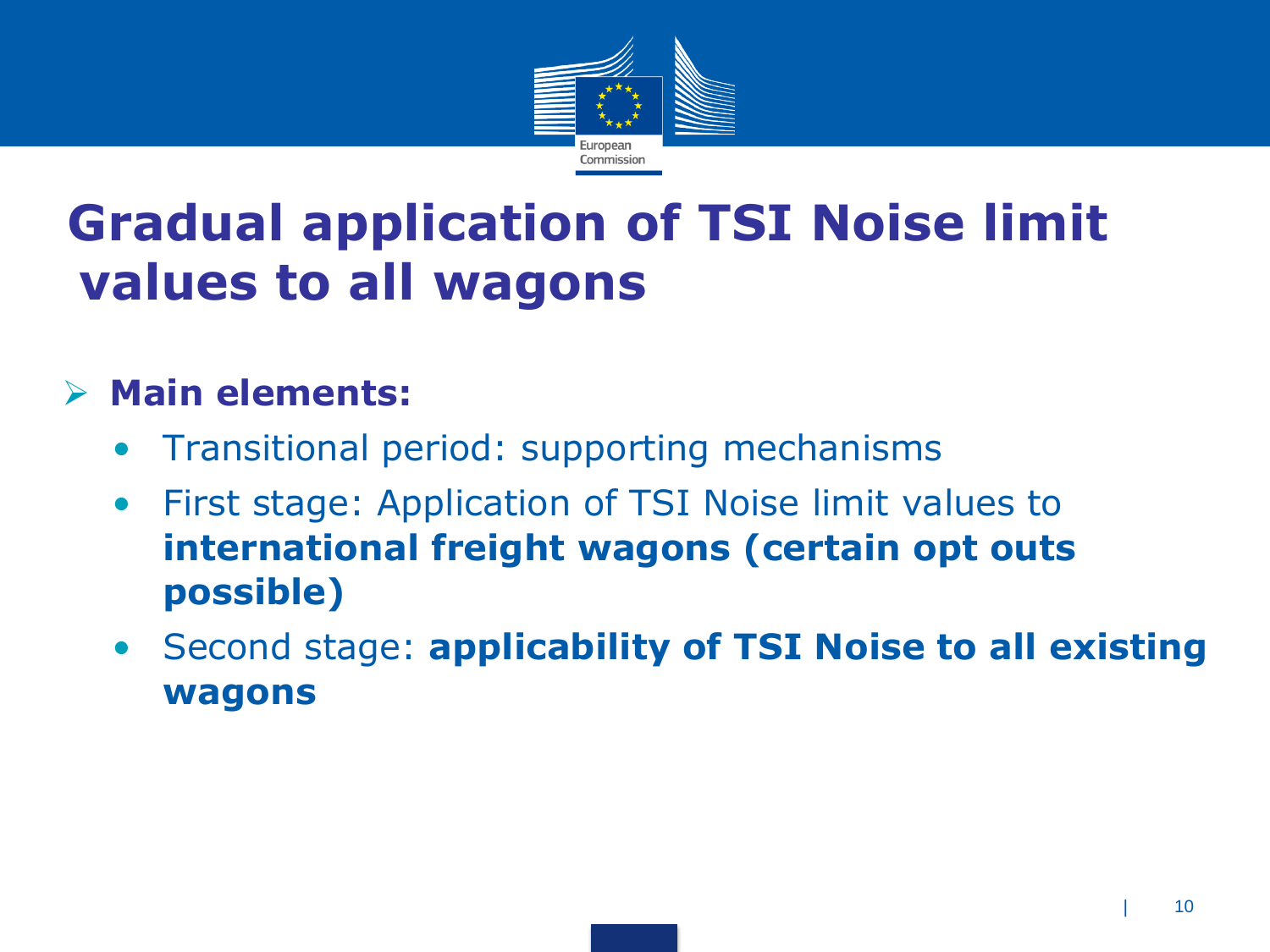# Gradual application of TSI Noise limit values to all wagons

- **Main elements:**
  - Transitional period: supporting mechanisms
  - First stage: Application of TSI Noise limit values to **international freight wagons (certain opt outs possible)**
  - Second stage: **applicability of TSI Noise to all existing wagons**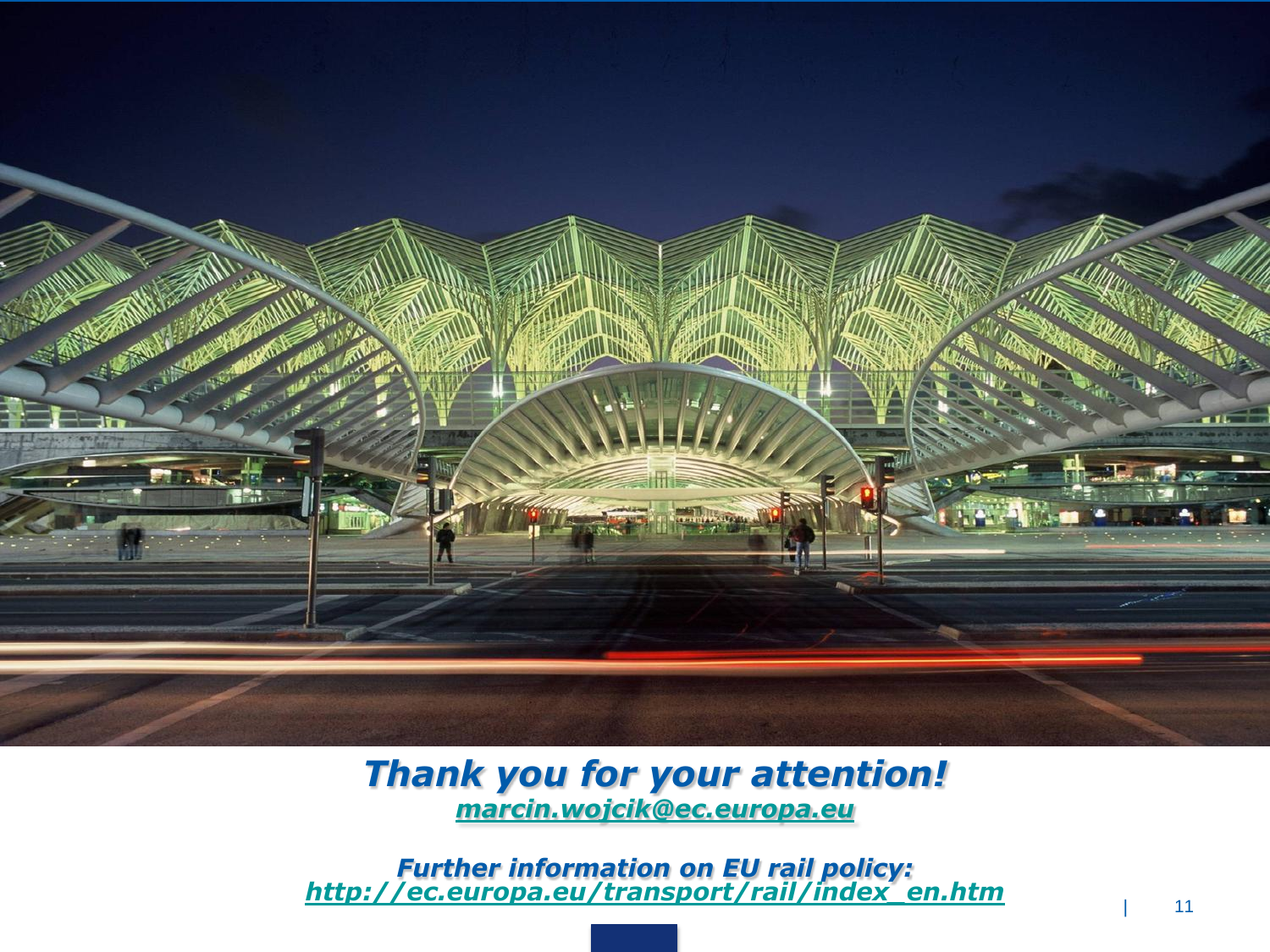***Thank you for your attention!***

***marcin.wojcik@ec.europa.eu***

***Further information on EU rail policy:***

***http://ec.europa.eu/transport/rail/index_en.htm***